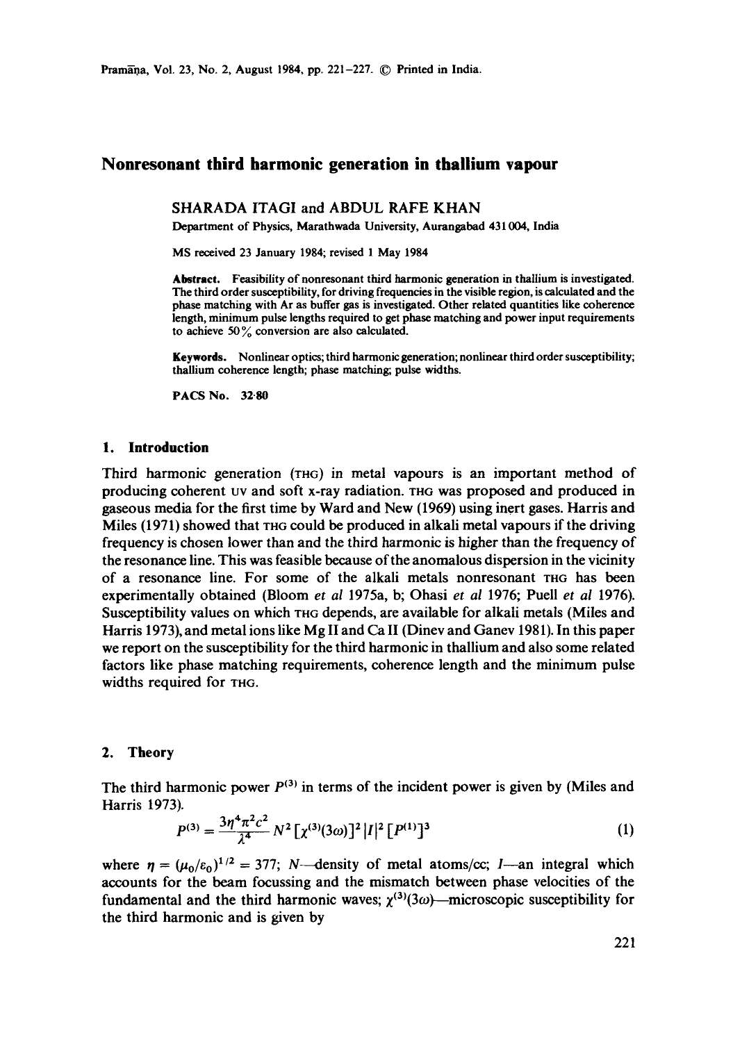# Nonresonant third harmonic generation in thallium vapour

SHARADA ITAGI and ABDUL RAFE KHAN

Department of Physics, Marathwada University, Aurangabad 431 004, India

MS received 23 January 1984; revised 1 May 1984

**Abstract.** Feasibility of nonresonant third harmonic generation in thallium is investigated. The third order susceptibility, for driving frequencies in the visible region, is calculated and the phase matching with Ar as buffer gas is investigated. Other related quantities like coherence length, minimum pulse lengths required to get phase matching and power input requirements to achieve 50% conversion are also calculated.

**Keywords.** Nonlinear optics; third harmonic generation; nonlinear third order susceptibility; thallium coherence length; phase matching; pulse widths.

**PACS No.** 32·80

## 1. Introduction

Third harmonic generation (THG) in metal vapours is an important method of producing coherent UV and soft X-ray radiation. THG was proposed and produced in gaseous media for the first time by Ward and New (1969) using inert gases. Harris and Miles (1971) showed that THG could be produced in alkali metal vapours if the driving frequency is chosen lower than and the third harmonic is higher than the frequency of the resonance line. This was feasible because of the anomalous dispersion in the vicinity of a resonance line. For some of the alkali metals nonresonant THG has been experimentally obtained (Bloom *et al* 1975a, b; Ohasi *et al* 1976; Puell *et al* 1976). Susceptibility values on which THG depends, are available for alkali metals (Miles and Harris 1973), and metal ions like Mg II and Ca II (Dinev and Ganev 1981). In this paper we report on the susceptibility for the third harmonic in thallium and also some related factors like phase matching requirements, coherence length and the minimum pulse widths required for THG.

## 2. Theory

The third harmonic power $P^{(3)}$ in terms of the incident power is given by (Miles and Harris 1973).

$$P^{(3)} = \frac{3\eta^4 \pi^2 c^2}{\lambda^4} N^2 [\chi^{(3)}(3\omega)]^2 |I|^2 [P^{(1)}]^3 \tag{1}$$

where $\eta = (\mu_0/\varepsilon_0)^{1/2} = 377$; $N$—density of metal atoms/cc; $I$—an integral which accounts for the beam focussing and the mismatch between phase velocities of the fundamental and the third harmonic waves; $\chi^{(3)}(3\omega)$—microscopic susceptibility for the third harmonic and is given by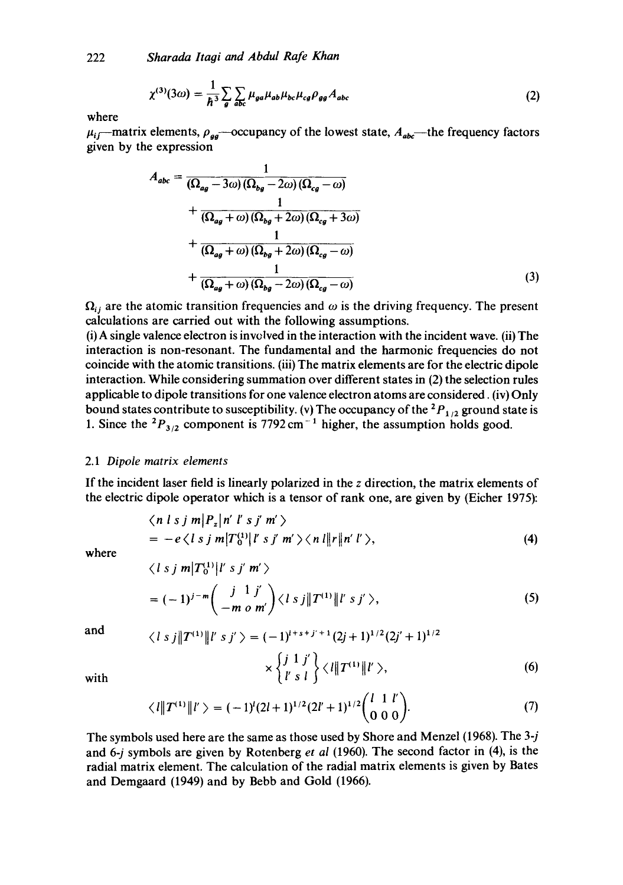$$\chi^{(3)}(3\omega) = \frac{1}{\hbar^3} \sum_g \sum_{abc} \mu_{ga} \mu_{ab} \mu_{bc} \mu_{cg} \rho_{gg} A_{abc} \tag{2}$$

where

$\mu_{ij}$—matrix elements, $\rho_{gg}$—occupancy of the lowest state, $A_{abc}$—the frequency factors given by the expression

$$\begin{aligned} A_{abc} = {} & \frac{1}{(\Omega_{ag} - 3\omega)(\Omega_{bg} - 2\omega)(\Omega_{cg} - \omega)} \\ & + \frac{1}{(\Omega_{ag} + \omega)(\Omega_{bg} + 2\omega)(\Omega_{cg} + 3\omega)} \\ & + \frac{1}{(\Omega_{ag} + \omega)(\Omega_{bg} + 2\omega)(\Omega_{cg} - \omega)} \\ & + \frac{1}{(\Omega_{ag} + \omega)(\Omega_{bg} - 2\omega)(\Omega_{cg} - \omega)} \end{aligned} \tag{3}$$

$\Omega_{ij}$ are the atomic transition frequencies and $\omega$ is the driving frequency. The present calculations are carried out with the following assumptions.

(i) A single valence electron is involved in the interaction with the incident wave. (ii) The interaction is non-resonant. The fundamental and the harmonic frequencies do not coincide with the atomic transitions. (iii) The matrix elements are for the electric dipole interaction. While considering summation over different states in (2) the selection rules applicable to dipole transitions for one valence electron atoms are considered. (iv) Only bound states contribute to susceptibility. (v) The occupancy of the $^2P_{1/2}$ ground state is 1. Since the $^2P_{3/2}$ component is $7792\,\text{cm}^{-1}$ higher, the assumption holds good.

### 2.1 *Dipole matrix elements*

If the incident laser field is linearly polarized in the $z$ direction, the matrix elements of the electric dipole operator which is a tensor of rank one, are given by (Eicher 1975):

$$\begin{aligned} & \langle n\, l\, s\, j\, m | P_z | n'\, l'\, s\, j'\, m' \rangle \\ & = -e \langle l\, s\, j\, m | T_0^{(1)} | l'\, s\, j'\, m' \rangle \langle n\, l \| r \| n'\, l' \rangle, \end{aligned} \tag{4}$$

where

$$\begin{aligned} & \langle l\, s\, j\, m | T_0^{(1)} | l'\, s\, j'\, m' \rangle \\ & = (-1)^{j-m} \begin{pmatrix} j & 1 & j' \\ -m & o & m' \end{pmatrix} \langle l\, s\, j \| T^{(1)} \| l'\, s\, j' \rangle, \end{aligned} \tag{5}$$

and

$$\begin{aligned} \langle l\, s\, j \| T^{(1)} \| l'\, s\, j' \rangle = {} & (-1)^{l+s+j'+1} (2j+1)^{1/2} (2j'+1)^{1/2} \\ & \times \begin{Bmatrix} j & 1 & j' \\ l' & s & l \end{Bmatrix} \langle l \| T^{(1)} \| l' \rangle, \end{aligned} \tag{6}$$

with

$$\langle l \| T^{(1)} \| l' \rangle = (-1)^l (2l+1)^{1/2} (2l'+1)^{1/2} \begin{pmatrix} l & 1 & l' \\ 0 & 0 & 0 \end{pmatrix}. \tag{7}$$

The symbols used here are the same as those used by Shore and Menzel (1968). The 3-$j$ and 6-$j$ symbols are given by Rotenberg *et al* (1960). The second factor in (4), is the radial matrix element. The calculation of the radial matrix elements is given by Bates and Demgaard (1949) and by Bebb and Gold (1966).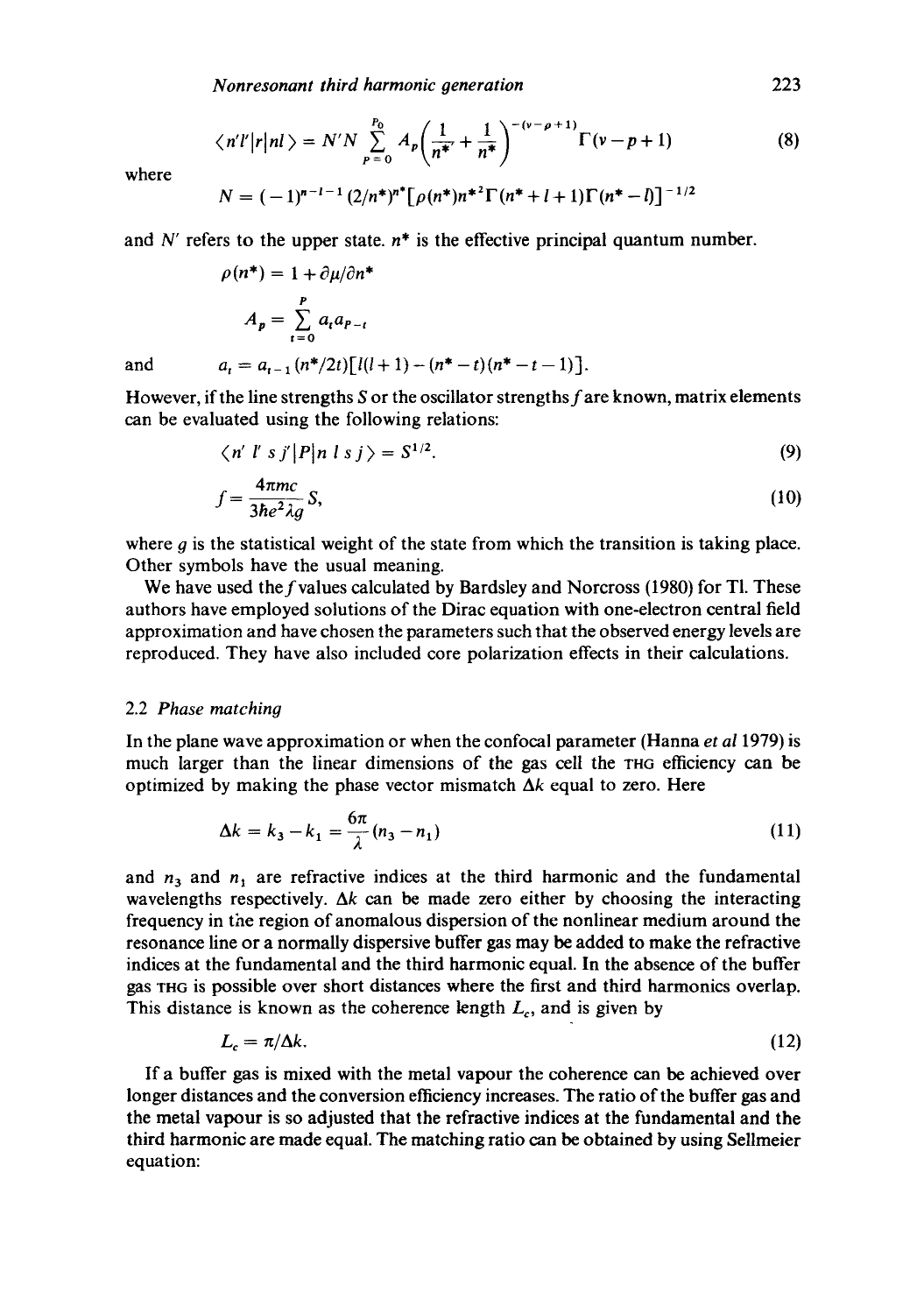$$\langle n'l'|r|nl\rangle = N'N \sum_{p=0}^{P_0} A_p \left(\frac{1}{n^{*'}} + \frac{1}{n^*}\right)^{-(\nu - p + 1)} \Gamma(\nu - p + 1) \tag{8}$$

where

$$N = (-1)^{n-l-1} (2/n^*)^{n^*} [\rho(n^*) n^{*2} \Gamma(n^* + l + 1) \Gamma(n^* - l)]^{-1/2}$$

and $N'$ refers to the upper state. $n^*$ is the effective principal quantum number.

$$\rho(n^*) = 1 + \partial\mu/\partial n^*$$

$$A_p = \sum_{t=0}^{P} a_t a_{P-t}$$

and $\quad a_t = a_{t-1}(n^*/2t)[l(l+1) - (n^* - t)(n^* - t - 1)].$

However, if the line strengths $S$ or the oscillator strengths $f$ are known, matrix elements can be evaluated using the following relations:

$$\langle n'\ l'\ s\ j'|P|n\ l\ s\ j\rangle = S^{1/2}. \tag{9}$$

$$f = \frac{4\pi mc}{3he^2\lambda g} S, \tag{10}$$

where $g$ is the statistical weight of the state from which the transition is taking place. Other symbols have the usual meaning.

We have used the $f$ values calculated by Bardsley and Norcross (1980) for Tl. These authors have employed solutions of the Dirac equation with one-electron central field approximation and have chosen the parameters such that the observed energy levels are reproduced. They have also included core polarization effects in their calculations.

### 2.2 *Phase matching*

In the plane wave approximation or when the confocal parameter (Hanna *et al* 1979) is much larger than the linear dimensions of the gas cell the THG efficiency can be optimized by making the phase vector mismatch $\Delta k$ equal to zero. Here

$$\Delta k = k_3 - k_1 = \frac{6\pi}{\lambda}(n_3 - n_1) \tag{11}$$

and $n_3$ and $n_1$ are refractive indices at the third harmonic and the fundamental wavelengths respectively. $\Delta k$ can be made zero either by choosing the interacting frequency in the region of anomalous dispersion of the nonlinear medium around the resonance line or a normally dispersive buffer gas may be added to make the refractive indices at the fundamental and the third harmonic equal. In the absence of the buffer gas THG is possible over short distances where the first and third harmonics overlap. This distance is known as the coherence length $L_c$, and is given by

$$L_c = \pi/\Delta k. \tag{12}$$

If a buffer gas is mixed with the metal vapour the coherence can be achieved over longer distances and the conversion efficiency increases. The ratio of the buffer gas and the metal vapour is so adjusted that the refractive indices at the fundamental and the third harmonic are made equal. The matching ratio can be obtained by using Sellmeier equation: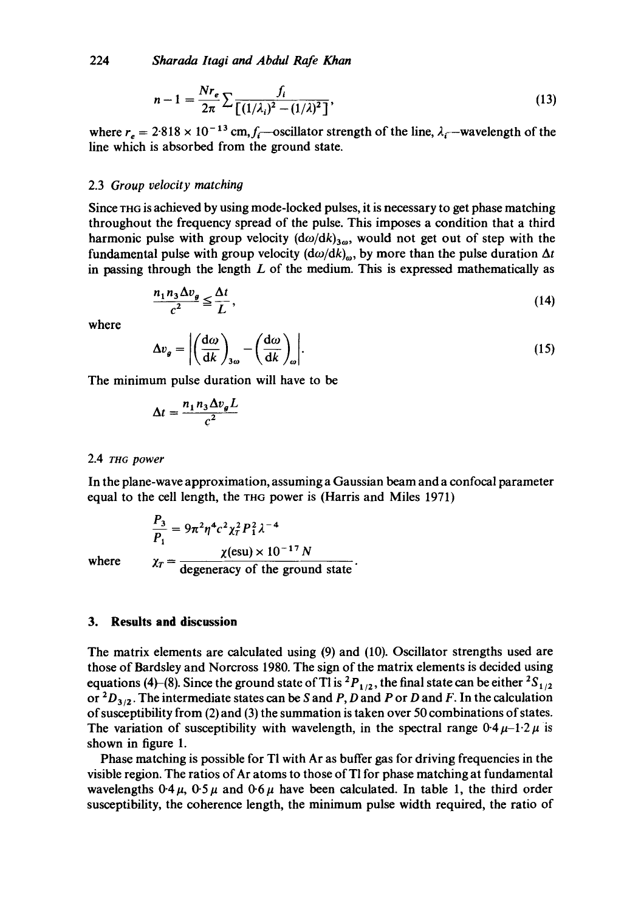$$n - 1 = \frac{Nr_e}{2\pi} \sum \frac{f_i}{[(1/\lambda_i)^2 - (1/\lambda)^2]}, \tag{13}$$

where $r_e = 2{\cdot}818 \times 10^{-13}$ cm, $f_i$—oscillator strength of the line, $\lambda_i$—wavelength of the line which is absorbed from the ground state.

### 2.3 *Group velocity matching*

Since THG is achieved by using mode-locked pulses, it is necessary to get phase matching throughout the frequency spread of the pulse. This imposes a condition that a third harmonic pulse with group velocity $(\mathrm{d}\omega/\mathrm{d}k)_{3\omega}$, would not get out of step with the fundamental pulse with group velocity $(\mathrm{d}\omega/\mathrm{d}k)_{\omega}$, by more than the pulse duration $\Delta t$ in passing through the length $L$ of the medium. This is expressed mathematically as

$$\frac{n_1 n_3 \Delta v_g}{c^2} \leq \frac{\Delta t}{L}, \tag{14}$$

where

$$\Delta v_g = \left| \left(\frac{\mathrm{d}\omega}{\mathrm{d}k}\right)_{3\omega} - \left(\frac{\mathrm{d}\omega}{\mathrm{d}k}\right)_{\omega} \right|. \tag{15}$$

The minimum pulse duration will have to be

$$\Delta t = \frac{n_1 n_3 \Delta v_g L}{c^2}$$

### 2.4 THG *power*

In the plane-wave approximation, assuming a Gaussian beam and a confocal parameter equal to the cell length, the THG power is (Harris and Miles 1971)

$$\frac{P_3}{P_1} = 9\pi^2 \eta^4 c^2 \chi_T^2 P_1^2 \lambda^{-4}$$

where $\chi_T = \dfrac{\chi(\text{esu}) \times 10^{-17} N}{\text{degeneracy of the ground state}}$.

## 3. Results and discussion

The matrix elements are calculated using (9) and (10). Oscillator strengths used are those of Bardsley and Norcross 1980. The sign of the matrix elements is decided using equations (4)–(8). Since the ground state of Tl is $^2P_{1/2}$, the final state can be either $^2S_{1/2}$ or $^2D_{3/2}$. The intermediate states can be $S$ and $P$, $D$ and $P$ or $D$ and $F$. In the calculation of susceptibility from (2) and (3) the summation is taken over 50 combinations of states. The variation of susceptibility with wavelength, in the spectral range $0{\cdot}4\,\mu$–$1{\cdot}2\,\mu$ is shown in figure 1.

Phase matching is possible for Tl with Ar as buffer gas for driving frequencies in the visible region. The ratios of Ar atoms to those of Tl for phase matching at fundamental wavelengths $0{\cdot}4\,\mu$, $0{\cdot}5\,\mu$ and $0{\cdot}6\,\mu$ have been calculated. In table 1, the third order susceptibility, the coherence length, the minimum pulse width required, the ratio of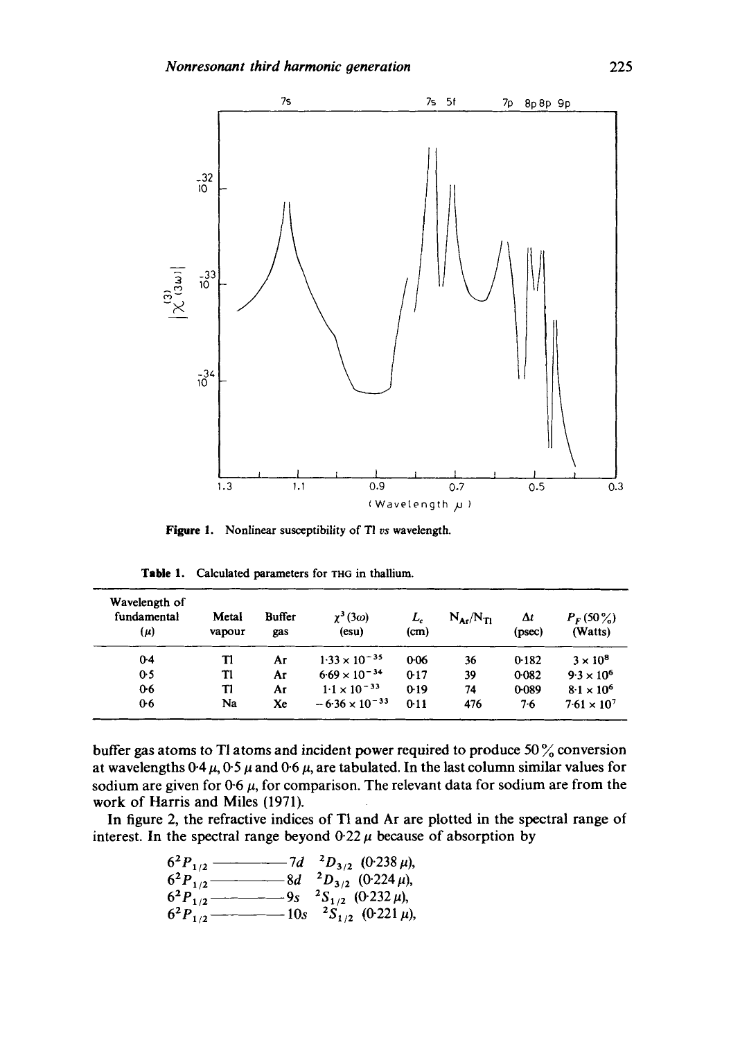**Figure 1.** Nonlinear susceptibility of Tl *vs* wavelength.

**Table 1.** Calculated parameters for THG in thallium.

| Wavelength of fundamental ($\mu$) | Metal vapour | Buffer gas | $\chi^3(3\omega)$ (esu) | $L_c$ (cm) | $N_{Ar}/N_{Tl}$ | $\Delta t$ (psec) | $P_F$ (50%) (Watts) |
|---|---|---|---|---|---|---|---|
| 0·4 | Tl | Ar | $1{\cdot}33 \times 10^{-35}$ | 0·06 | 36 | 0·182 | $3 \times 10^8$ |
| 0·5 | Tl | Ar | $6{\cdot}69 \times 10^{-34}$ | 0·17 | 39 | 0·082 | $9{\cdot}3 \times 10^6$ |
| 0·6 | Tl | Ar | $1{\cdot}1 \times 10^{-33}$ | 0·19 | 74 | 0·089 | $8{\cdot}1 \times 10^6$ |
| 0·6 | Na | Xe | $-6{\cdot}36 \times 10^{-33}$ | 0·11 | 476 | 7·6 | $7{\cdot}61 \times 10^7$ |

buffer gas atoms to Tl atoms and incident power required to produce 50% conversion at wavelengths 0·4 $\mu$, 0·5 $\mu$ and 0·6 $\mu$, are tabulated. In the last column similar values for sodium are given for 0·6 $\mu$, for comparison. The relevant data for sodium are from the work of Harris and Miles (1971).

In figure 2, the refractive indices of Tl and Ar are plotted in the spectral range of interest. In the spectral range beyond 0·22 $\mu$ because of absorption by

$6^2P_{1/2}$ ——— $7d$ $^2D_{3/2}$ (0·238 $\mu$),
$6^2P_{1/2}$ ——— $8d$ $^2D_{3/2}$ (0·224 $\mu$),
$6^2P_{1/2}$ ——— $9s$ $^2S_{1/2}$ (0·232 $\mu$),
$6^2P_{1/2}$ ——— $10s$ $^2S_{1/2}$ (0·221 $\mu$),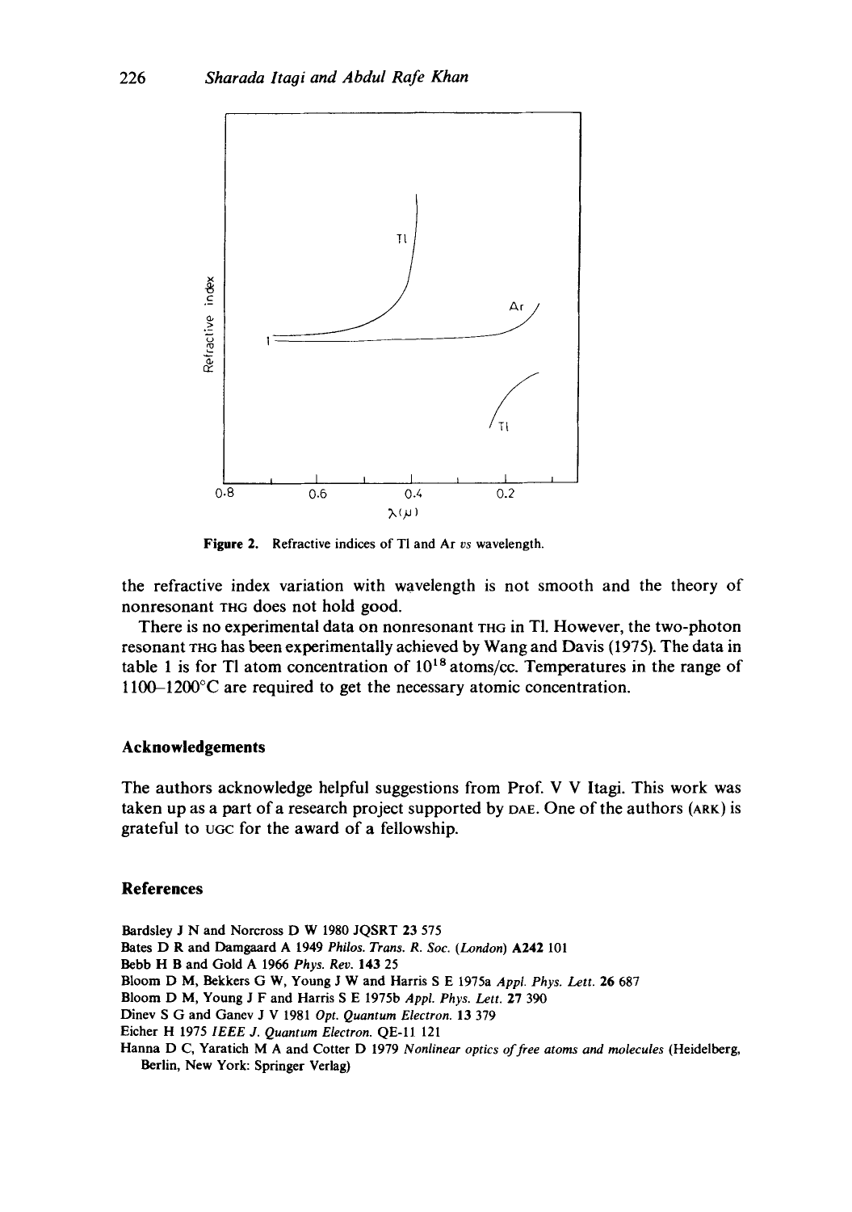Figure 2. Refractive indices of Tl and Ar *vs* wavelength.

the refractive index variation with wavelength is not smooth and the theory of nonresonant THG does not hold good.

There is no experimental data on nonresonant THG in Tl. However, the two-photon resonant THG has been experimentally achieved by Wang and Davis (1975). The data in table 1 is for Tl atom concentration of $10^{18}$ atoms/cc. Temperatures in the range of 1100–1200°C are required to get the necessary atomic concentration.

## Acknowledgements

The authors acknowledge helpful suggestions from Prof. V V Itagi. This work was taken up as a part of a research project supported by DAE. One of the authors (ARK) is grateful to UGC for the award of a fellowship.

## References

Bardsley J N and Norcross D W 1980 JQSRT **23** 575

Bates D R and Damgaard A 1949 *Philos. Trans. R. Soc. (London)* **A242** 101

Bebb H B and Gold A 1966 *Phys. Rev.* **143** 25

Bloom D M, Bekkers G W, Young J W and Harris S E 1975a *Appl. Phys. Lett.* **26** 687

Bloom D M, Young J F and Harris S E 1975b *Appl. Phys. Lett.* **27** 390

Dinev S G and Ganev J V 1981 *Opt. Quantum Electron.* **13** 379

Eicher H 1975 *IEEE J. Quantum Electron.* QE-11 121

Hanna D C, Yaratich M A and Cotter D 1979 *Nonlinear optics of free atoms and molecules* (Heidelberg, Berlin, New York: Springer Verlag)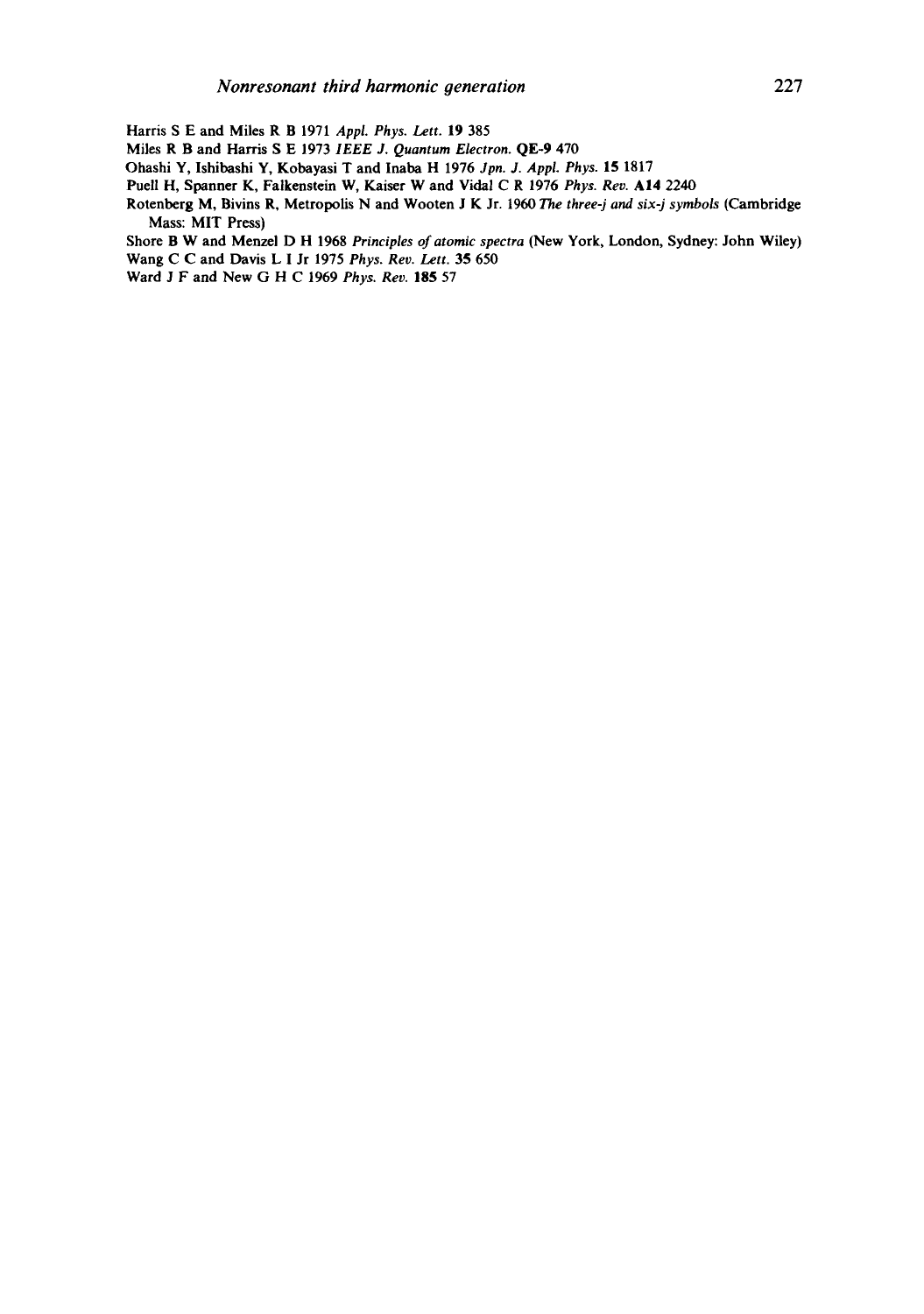Harris S E and Miles R B 1971 *Appl. Phys. Lett.* **19** 385

Miles R B and Harris S E 1973 *IEEE J. Quantum Electron.* **QE-9** 470

Ohashi Y, Ishibashi Y, Kobayasi T and Inaba H 1976 *Jpn. J. Appl. Phys.* **15** 1817

Puell H, Spanner K, Falkenstein W, Kaiser W and Vidal C R 1976 *Phys. Rev.* **A14** 2240

Rotenberg M, Bivins R, Metropolis N and Wooten J K Jr. 1960 *The three-j and six-j symbols* (Cambridge Mass: MIT Press)

Shore B W and Menzel D H 1968 *Principles of atomic spectra* (New York, London, Sydney: John Wiley)

Wang C C and Davis L I Jr 1975 *Phys. Rev. Lett.* **35** 650

Ward J F and New G H C 1969 *Phys. Rev.* **185** 57